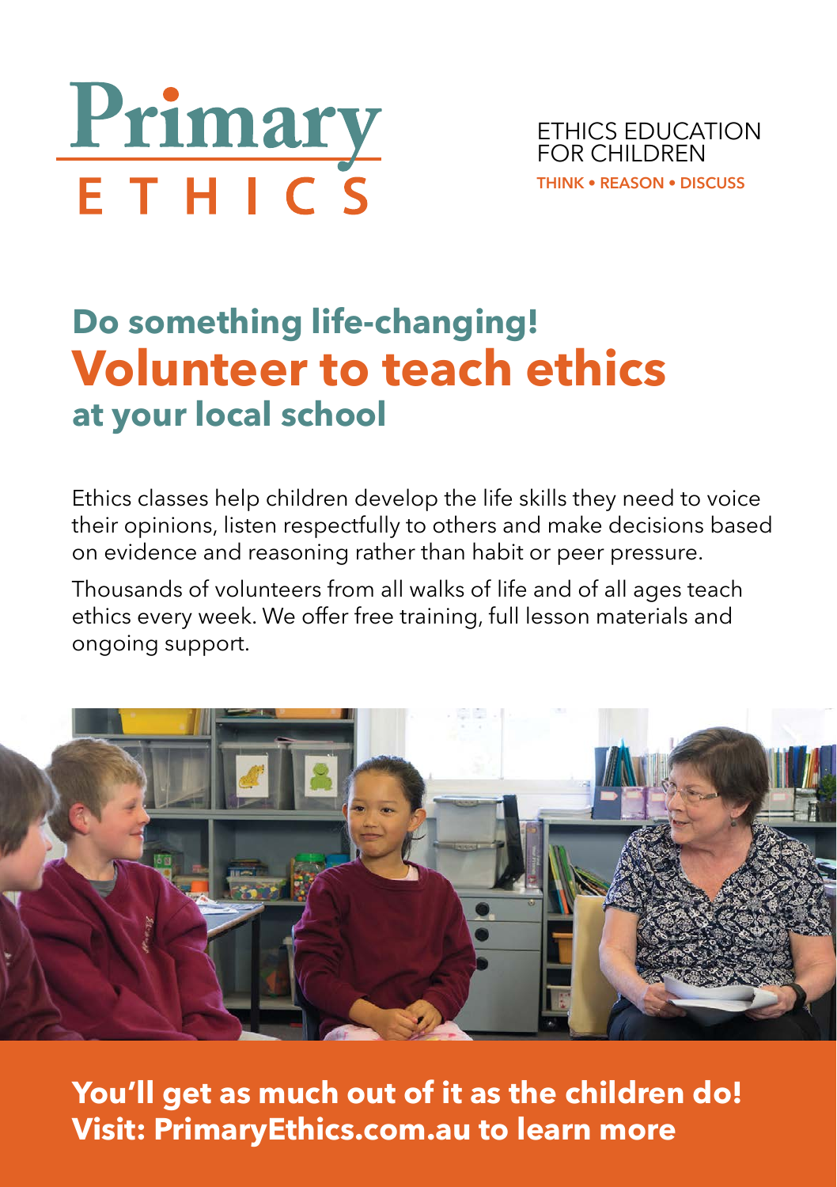# Primary ETHICS

ETHICS EDUCATION FOR CHILDREN

**THINK • REASON • DISCUSS**

## Do something life-changing!
# Volunteer to teach ethics
## at your local school

Ethics classes help children develop the life skills they need to voice their opinions, listen respectfully to others and make decisions based on evidence and reasoning rather than habit or peer pressure.

Thousands of volunteers from all walks of life and of all ages teach ethics every week. We offer free training, full lesson materials and ongoing support.

**You'll get as much out of it as the children do!**
**Visit: PrimaryEthics.com.au to learn more**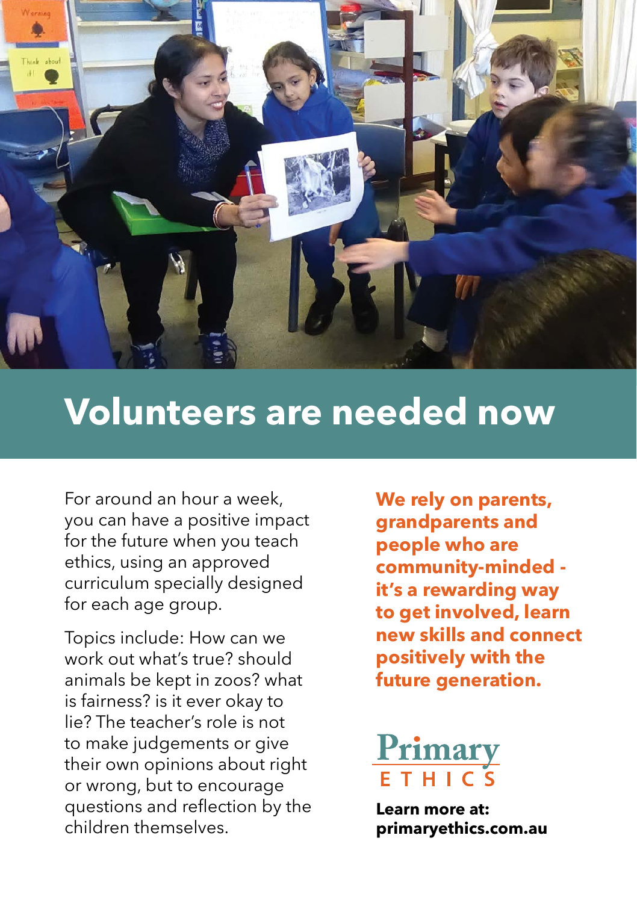# Volunteers are needed now

For around an hour a week, you can have a positive impact for the future when you teach ethics, using an approved curriculum specially designed for each age group.

Topics include: How can we work out what's true? should animals be kept in zoos? what is fairness? is it ever okay to lie? The teacher's role is not to make judgements or give their own opinions about right or wrong, but to encourage questions and reflection by the children themselves.

**We rely on parents, grandparents and people who are community-minded - it's a rewarding way to get involved, learn new skills and connect positively with the future generation.**

Primary ETHICS

**Learn more at: primaryethics.com.au**